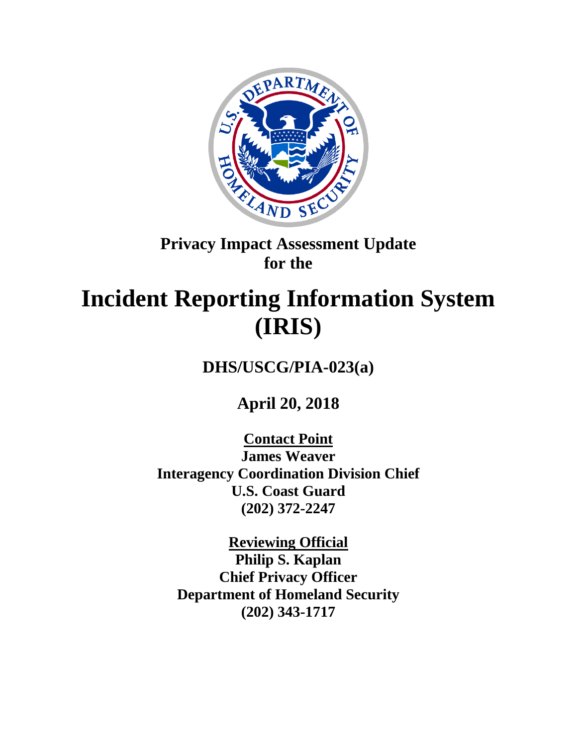**Privacy Impact Assessment Update**
**for the**

# Incident Reporting Information System (IRIS)

**DHS/USCG/PIA-023(a)**

**April 20, 2018**

**Contact Point**
**James Weaver**
**Interagency Coordination Division Chief**
**U.S. Coast Guard**
**(202) 372-2247**

**Reviewing Official**
**Philip S. Kaplan**
**Chief Privacy Officer**
**Department of Homeland Security**
**(202) 343-1717**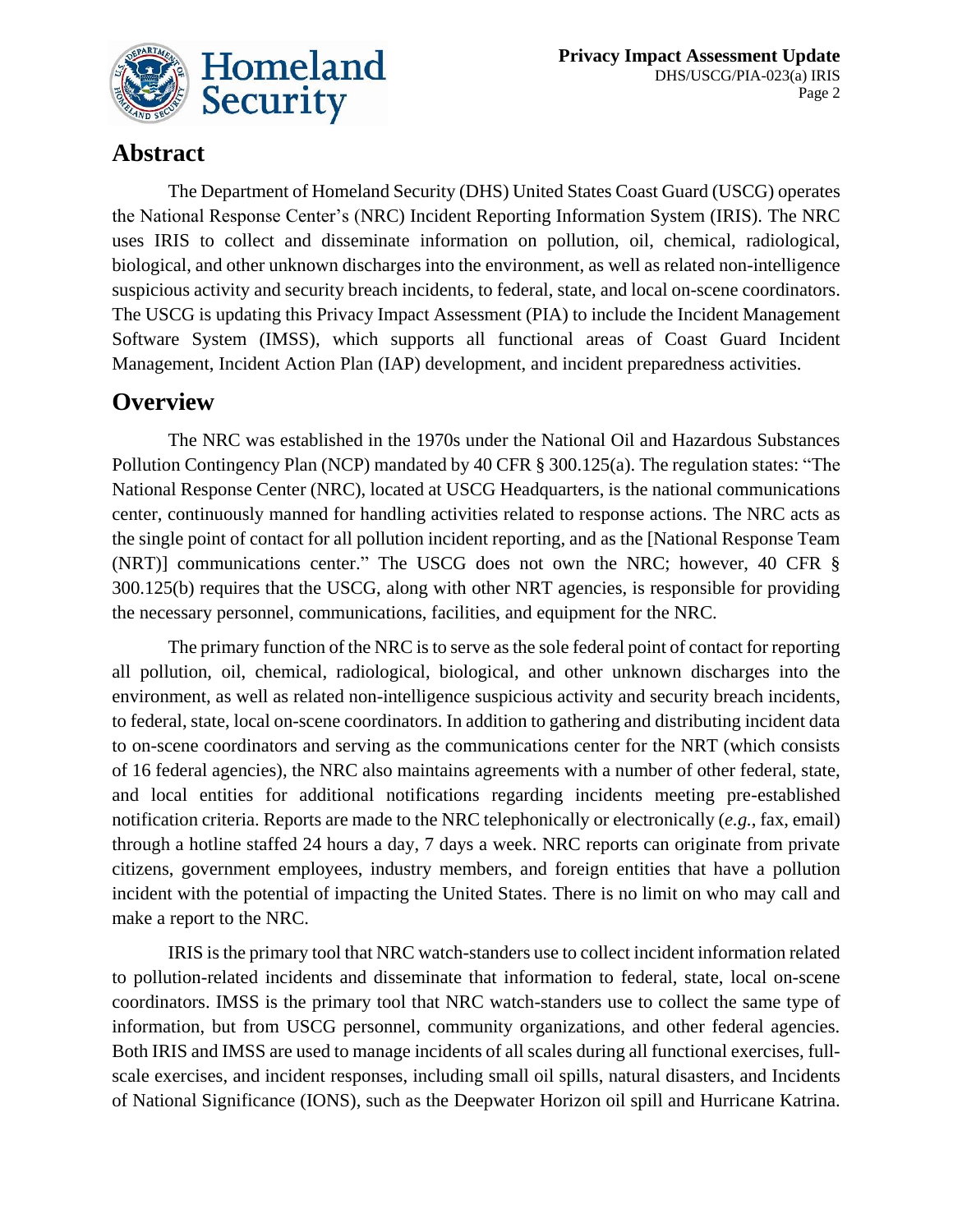## Abstract

The Department of Homeland Security (DHS) United States Coast Guard (USCG) operates the National Response Center's (NRC) Incident Reporting Information System (IRIS). The NRC uses IRIS to collect and disseminate information on pollution, oil, chemical, radiological, biological, and other unknown discharges into the environment, as well as related non-intelligence suspicious activity and security breach incidents, to federal, state, and local on-scene coordinators. The USCG is updating this Privacy Impact Assessment (PIA) to include the Incident Management Software System (IMSS), which supports all functional areas of Coast Guard Incident Management, Incident Action Plan (IAP) development, and incident preparedness activities.

## Overview

The NRC was established in the 1970s under the National Oil and Hazardous Substances Pollution Contingency Plan (NCP) mandated by 40 CFR § 300.125(a). The regulation states: "The National Response Center (NRC), located at USCG Headquarters, is the national communications center, continuously manned for handling activities related to response actions. The NRC acts as the single point of contact for all pollution incident reporting, and as the [National Response Team (NRT)] communications center." The USCG does not own the NRC; however, 40 CFR § 300.125(b) requires that the USCG, along with other NRT agencies, is responsible for providing the necessary personnel, communications, facilities, and equipment for the NRC.

The primary function of the NRC is to serve as the sole federal point of contact for reporting all pollution, oil, chemical, radiological, biological, and other unknown discharges into the environment, as well as related non-intelligence suspicious activity and security breach incidents, to federal, state, local on-scene coordinators. In addition to gathering and distributing incident data to on-scene coordinators and serving as the communications center for the NRT (which consists of 16 federal agencies), the NRC also maintains agreements with a number of other federal, state, and local entities for additional notifications regarding incidents meeting pre-established notification criteria. Reports are made to the NRC telephonically or electronically (*e.g.*, fax, email) through a hotline staffed 24 hours a day, 7 days a week. NRC reports can originate from private citizens, government employees, industry members, and foreign entities that have a pollution incident with the potential of impacting the United States. There is no limit on who may call and make a report to the NRC.

IRIS is the primary tool that NRC watch-standers use to collect incident information related to pollution-related incidents and disseminate that information to federal, state, local on-scene coordinators. IMSS is the primary tool that NRC watch-standers use to collect the same type of information, but from USCG personnel, community organizations, and other federal agencies. Both IRIS and IMSS are used to manage incidents of all scales during all functional exercises, full-scale exercises, and incident responses, including small oil spills, natural disasters, and Incidents of National Significance (IONS), such as the Deepwater Horizon oil spill and Hurricane Katrina.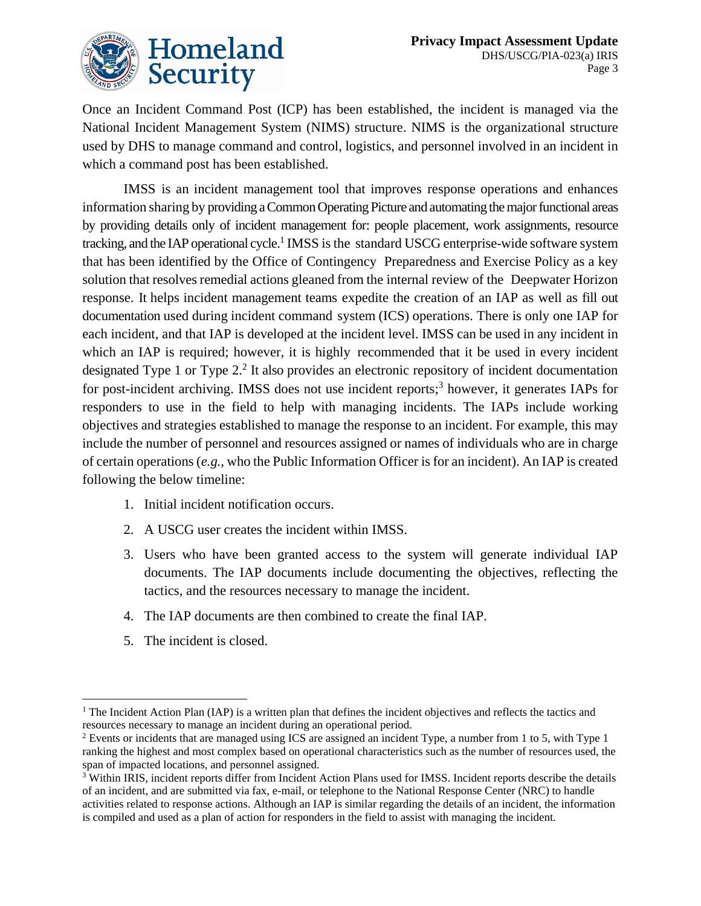Once an Incident Command Post (ICP) has been established, the incident is managed via the National Incident Management System (NIMS) structure. NIMS is the organizational structure used by DHS to manage command and control, logistics, and personnel involved in an incident in which a command post has been established.

IMSS is an incident management tool that improves response operations and enhances information sharing by providing a Common Operating Picture and automating the major functional areas by providing details only of incident management for: people placement, work assignments, resource tracking, and the IAP operational cycle.[1] IMSS is the standard USCG enterprise-wide software system that has been identified by the Office of Contingency Preparedness and Exercise Policy as a key solution that resolves remedial actions gleaned from the internal review of the Deepwater Horizon response. It helps incident management teams expedite the creation of an IAP as well as fill out documentation used during incident command system (ICS) operations. There is only one IAP for each incident, and that IAP is developed at the incident level. IMSS can be used in any incident in which an IAP is required; however, it is highly recommended that it be used in every incident designated Type 1 or Type 2.[2] It also provides an electronic repository of incident documentation for post-incident archiving. IMSS does not use incident reports;[3] however, it generates IAPs for responders to use in the field to help with managing incidents. The IAPs include working objectives and strategies established to manage the response to an incident. For example, this may include the number of personnel and resources assigned or names of individuals who are in charge of certain operations (*e.g.*, who the Public Information Officer is for an incident). An IAP is created following the below timeline:

1. Initial incident notification occurs.
2. A USCG user creates the incident within IMSS.
3. Users who have been granted access to the system will generate individual IAP documents. The IAP documents include documenting the objectives, reflecting the tactics, and the resources necessary to manage the incident.
4. The IAP documents are then combined to create the final IAP.
5. The incident is closed.

---

[1] The Incident Action Plan (IAP) is a written plan that defines the incident objectives and reflects the tactics and resources necessary to manage an incident during an operational period.

[2] Events or incidents that are managed using ICS are assigned an incident Type, a number from 1 to 5, with Type 1 ranking the highest and most complex based on operational characteristics such as the number of resources used, the span of impacted locations, and personnel assigned.

[3] Within IRIS, incident reports differ from Incident Action Plans used for IMSS. Incident reports describe the details of an incident, and are submitted via fax, e-mail, or telephone to the National Response Center (NRC) to handle activities related to response actions. Although an IAP is similar regarding the details of an incident, the information is compiled and used as a plan of action for responders in the field to assist with managing the incident.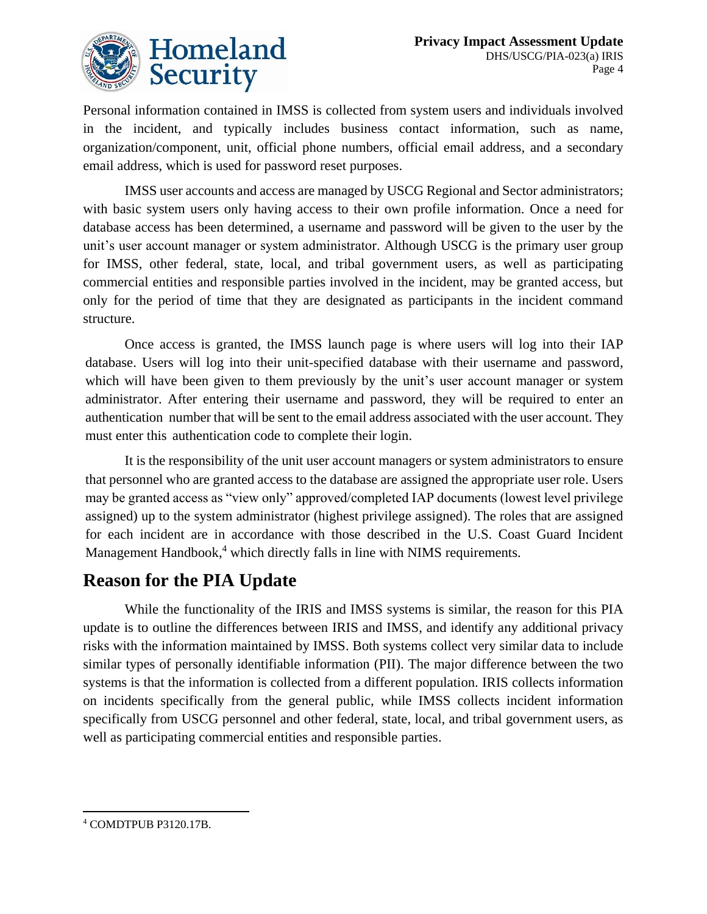Personal information contained in IMSS is collected from system users and individuals involved in the incident, and typically includes business contact information, such as name, organization/component, unit, official phone numbers, official email address, and a secondary email address, which is used for password reset purposes.

IMSS user accounts and access are managed by USCG Regional and Sector administrators; with basic system users only having access to their own profile information. Once a need for database access has been determined, a username and password will be given to the user by the unit's user account manager or system administrator. Although USCG is the primary user group for IMSS, other federal, state, local, and tribal government users, as well as participating commercial entities and responsible parties involved in the incident, may be granted access, but only for the period of time that they are designated as participants in the incident command structure.

Once access is granted, the IMSS launch page is where users will log into their IAP database. Users will log into their unit-specified database with their username and password, which will have been given to them previously by the unit's user account manager or system administrator. After entering their username and password, they will be required to enter an authentication number that will be sent to the email address associated with the user account. They must enter this authentication code to complete their login.

It is the responsibility of the unit user account managers or system administrators to ensure that personnel who are granted access to the database are assigned the appropriate user role. Users may be granted access as "view only" approved/completed IAP documents (lowest level privilege assigned) up to the system administrator (highest privilege assigned). The roles that are assigned for each incident are in accordance with those described in the U.S. Coast Guard Incident Management Handbook,[4] which directly falls in line with NIMS requirements.

## Reason for the PIA Update

While the functionality of the IRIS and IMSS systems is similar, the reason for this PIA update is to outline the differences between IRIS and IMSS, and identify any additional privacy risks with the information maintained by IMSS. Both systems collect very similar data to include similar types of personally identifiable information (PII). The major difference between the two systems is that the information is collected from a different population. IRIS collects information on incidents specifically from the general public, while IMSS collects incident information specifically from USCG personnel and other federal, state, local, and tribal government users, as well as participating commercial entities and responsible parties.

---

[4] COMDTPUB P3120.17B.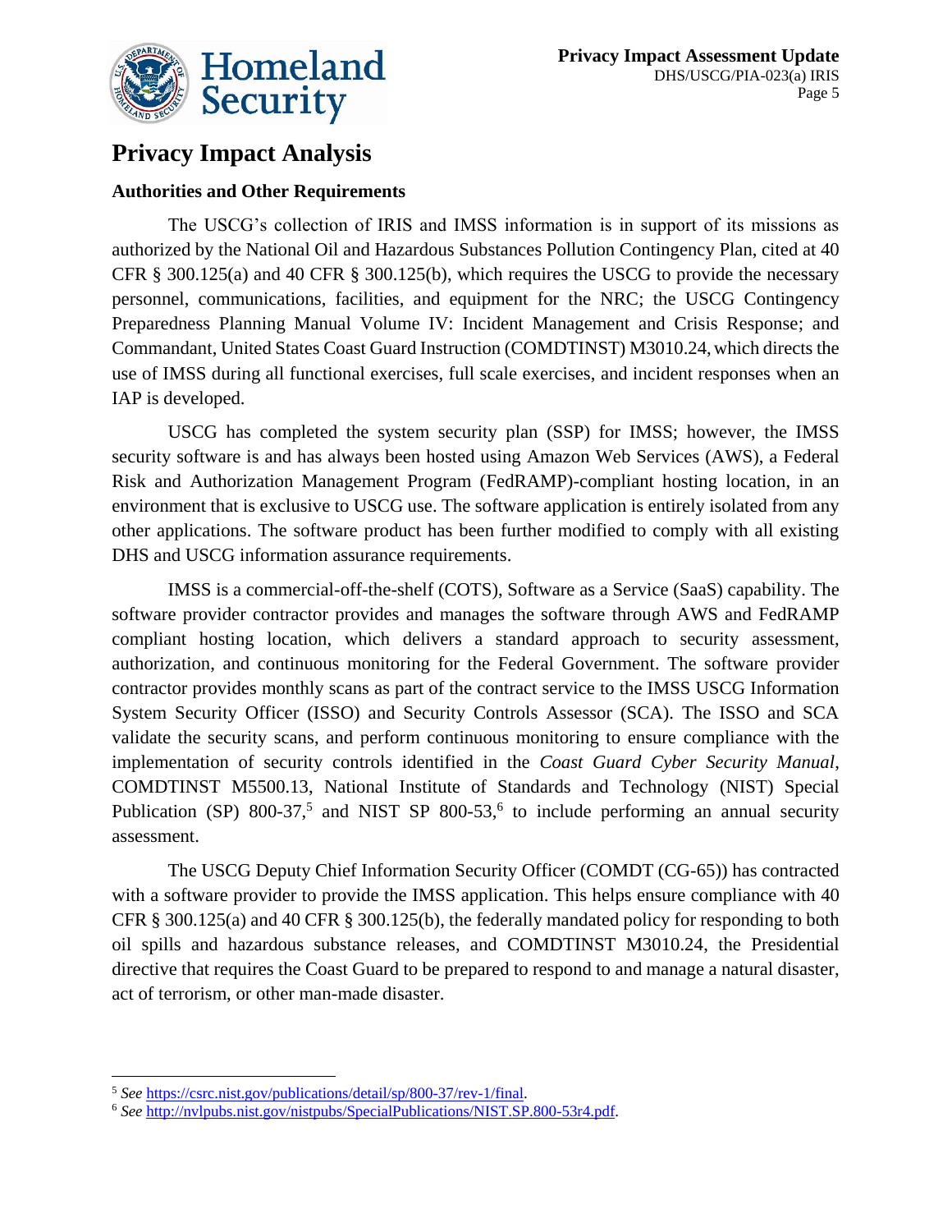# Privacy Impact Analysis

### Authorities and Other Requirements

The USCG's collection of IRIS and IMSS information is in support of its missions as authorized by the National Oil and Hazardous Substances Pollution Contingency Plan, cited at 40 CFR § 300.125(a) and 40 CFR § 300.125(b), which requires the USCG to provide the necessary personnel, communications, facilities, and equipment for the NRC; the USCG Contingency Preparedness Planning Manual Volume IV: Incident Management and Crisis Response; and Commandant, United States Coast Guard Instruction (COMDTINST) M3010.24, which directs the use of IMSS during all functional exercises, full scale exercises, and incident responses when an IAP is developed.

USCG has completed the system security plan (SSP) for IMSS; however, the IMSS security software is and has always been hosted using Amazon Web Services (AWS), a Federal Risk and Authorization Management Program (FedRAMP)-compliant hosting location, in an environment that is exclusive to USCG use. The software application is entirely isolated from any other applications. The software product has been further modified to comply with all existing DHS and USCG information assurance requirements.

IMSS is a commercial-off-the-shelf (COTS), Software as a Service (SaaS) capability. The software provider contractor provides and manages the software through AWS and FedRAMP compliant hosting location, which delivers a standard approach to security assessment, authorization, and continuous monitoring for the Federal Government. The software provider contractor provides monthly scans as part of the contract service to the IMSS USCG Information System Security Officer (ISSO) and Security Controls Assessor (SCA). The ISSO and SCA validate the security scans, and perform continuous monitoring to ensure compliance with the implementation of security controls identified in the *Coast Guard Cyber Security Manual*, COMDTINST M5500.13, National Institute of Standards and Technology (NIST) Special Publication (SP) 800-37,[5] and NIST SP 800-53,[6] to include performing an annual security assessment.

The USCG Deputy Chief Information Security Officer (COMDT (CG-65)) has contracted with a software provider to provide the IMSS application. This helps ensure compliance with 40 CFR § 300.125(a) and 40 CFR § 300.125(b), the federally mandated policy for responding to both oil spills and hazardous substance releases, and COMDTINST M3010.24, the Presidential directive that requires the Coast Guard to be prepared to respond to and manage a natural disaster, act of terrorism, or other man-made disaster.

---

[5] *See* https://csrc.nist.gov/publications/detail/sp/800-37/rev-1/final.

[6] *See* http://nvlpubs.nist.gov/nistpubs/SpecialPublications/NIST.SP.800-53r4.pdf.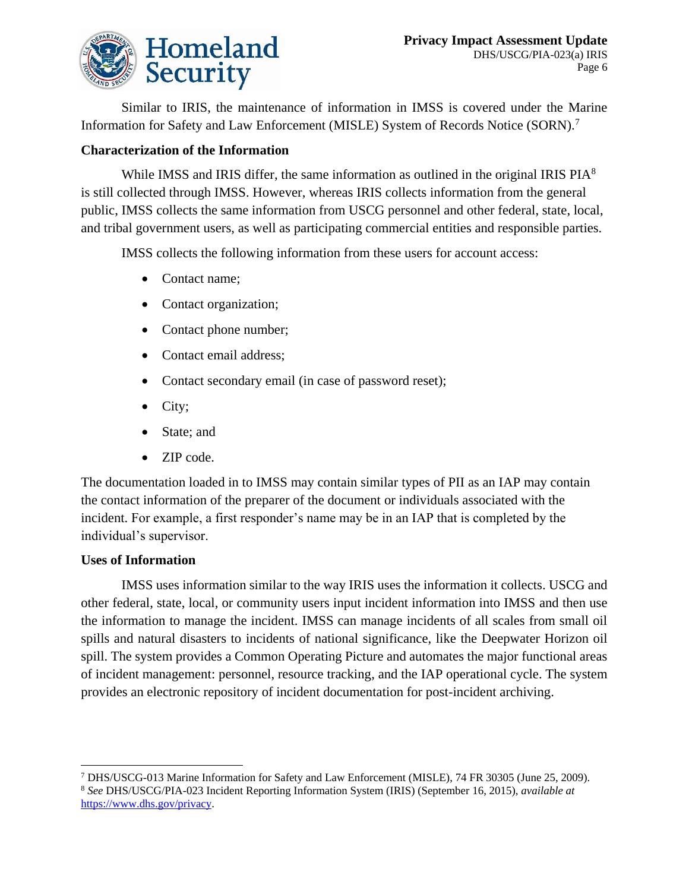Similar to IRIS, the maintenance of information in IMSS is covered under the Marine Information for Safety and Law Enforcement (MISLE) System of Records Notice (SORN).[7]

**Characterization of the Information**

While IMSS and IRIS differ, the same information as outlined in the original IRIS PIA[8] is still collected through IMSS. However, whereas IRIS collects information from the general public, IMSS collects the same information from USCG personnel and other federal, state, local, and tribal government users, as well as participating commercial entities and responsible parties.

IMSS collects the following information from these users for account access:

- Contact name;
- Contact organization;
- Contact phone number;
- Contact email address;
- Contact secondary email (in case of password reset);
- City;
- State; and
- ZIP code.

The documentation loaded in to IMSS may contain similar types of PII as an IAP may contain the contact information of the preparer of the document or individuals associated with the incident. For example, a first responder's name may be in an IAP that is completed by the individual's supervisor.

**Uses of Information**

IMSS uses information similar to the way IRIS uses the information it collects. USCG and other federal, state, local, or community users input incident information into IMSS and then use the information to manage the incident. IMSS can manage incidents of all scales from small oil spills and natural disasters to incidents of national significance, like the Deepwater Horizon oil spill. The system provides a Common Operating Picture and automates the major functional areas of incident management: personnel, resource tracking, and the IAP operational cycle. The system provides an electronic repository of incident documentation for post-incident archiving.

---

[7] DHS/USCG-013 Marine Information for Safety and Law Enforcement (MISLE), 74 FR 30305 (June 25, 2009).

[8] *See* DHS/USCG/PIA-023 Incident Reporting Information System (IRIS) (September 16, 2015), *available at* https://www.dhs.gov/privacy.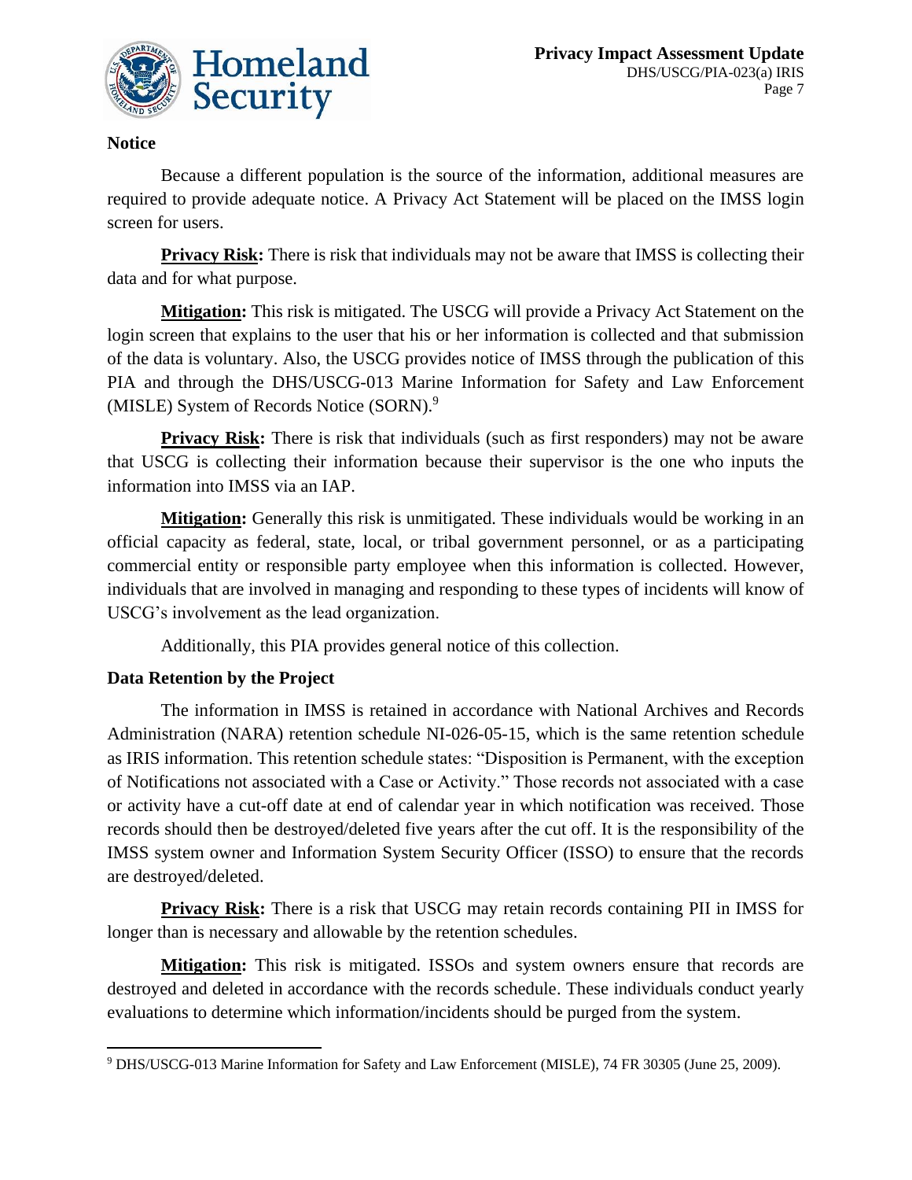**Notice**

Because a different population is the source of the information, additional measures are required to provide adequate notice. A Privacy Act Statement will be placed on the IMSS login screen for users.

**Privacy Risk:** There is risk that individuals may not be aware that IMSS is collecting their data and for what purpose.

**Mitigation:** This risk is mitigated. The USCG will provide a Privacy Act Statement on the login screen that explains to the user that his or her information is collected and that submission of the data is voluntary. Also, the USCG provides notice of IMSS through the publication of this PIA and through the DHS/USCG-013 Marine Information for Safety and Law Enforcement (MISLE) System of Records Notice (SORN).[9]

**Privacy Risk:** There is risk that individuals (such as first responders) may not be aware that USCG is collecting their information because their supervisor is the one who inputs the information into IMSS via an IAP.

**Mitigation:** Generally this risk is unmitigated. These individuals would be working in an official capacity as federal, state, local, or tribal government personnel, or as a participating commercial entity or responsible party employee when this information is collected. However, individuals that are involved in managing and responding to these types of incidents will know of USCG's involvement as the lead organization.

Additionally, this PIA provides general notice of this collection.

**Data Retention by the Project**

The information in IMSS is retained in accordance with National Archives and Records Administration (NARA) retention schedule NI-026-05-15, which is the same retention schedule as IRIS information. This retention schedule states: "Disposition is Permanent, with the exception of Notifications not associated with a Case or Activity." Those records not associated with a case or activity have a cut-off date at end of calendar year in which notification was received. Those records should then be destroyed/deleted five years after the cut off. It is the responsibility of the IMSS system owner and Information System Security Officer (ISSO) to ensure that the records are destroyed/deleted.

**Privacy Risk:** There is a risk that USCG may retain records containing PII in IMSS for longer than is necessary and allowable by the retention schedules.

**Mitigation:** This risk is mitigated. ISSOs and system owners ensure that records are destroyed and deleted in accordance with the records schedule. These individuals conduct yearly evaluations to determine which information/incidents should be purged from the system.

---

[9] DHS/USCG-013 Marine Information for Safety and Law Enforcement (MISLE), 74 FR 30305 (June 25, 2009).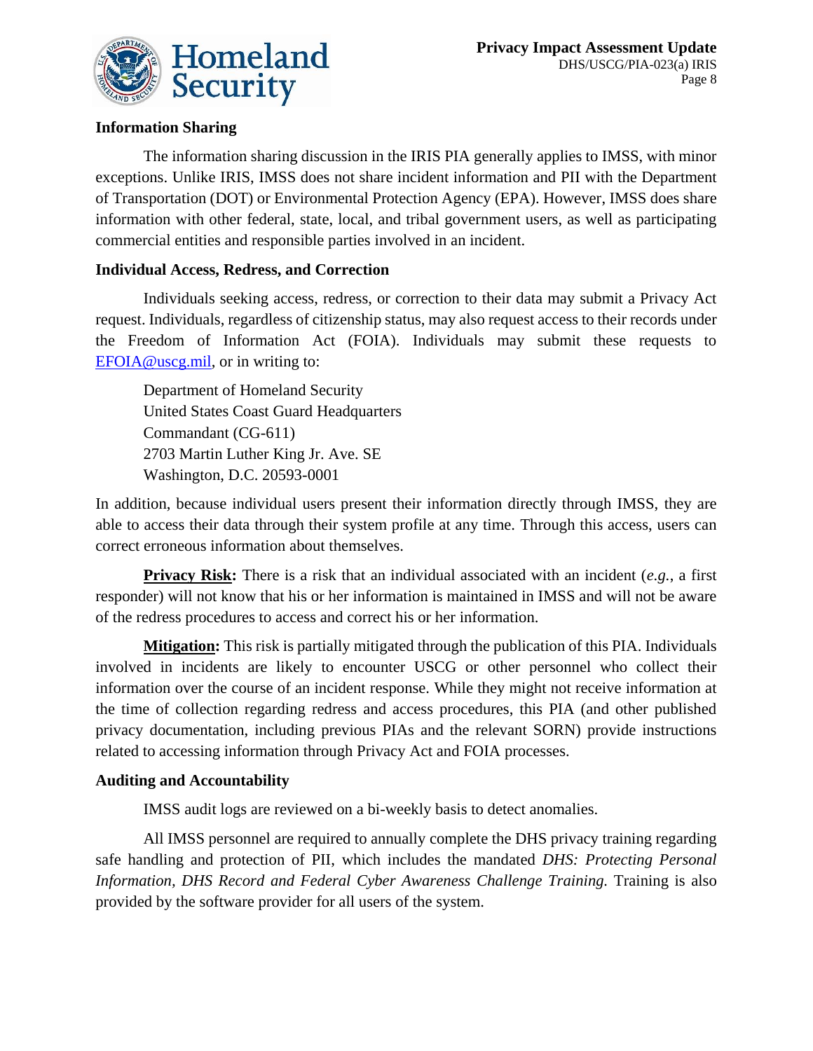**Information Sharing**

The information sharing discussion in the IRIS PIA generally applies to IMSS, with minor exceptions. Unlike IRIS, IMSS does not share incident information and PII with the Department of Transportation (DOT) or Environmental Protection Agency (EPA). However, IMSS does share information with other federal, state, local, and tribal government users, as well as participating commercial entities and responsible parties involved in an incident.

**Individual Access, Redress, and Correction**

Individuals seeking access, redress, or correction to their data may submit a Privacy Act request. Individuals, regardless of citizenship status, may also request access to their records under the Freedom of Information Act (FOIA). Individuals may submit these requests to [EFOIA@uscg.mil](mailto:EFOIA@uscg.mil), or in writing to:

Department of Homeland Security
United States Coast Guard Headquarters
Commandant (CG-611)
2703 Martin Luther King Jr. Ave. SE
Washington, D.C. 20593-0001

In addition, because individual users present their information directly through IMSS, they are able to access their data through their system profile at any time. Through this access, users can correct erroneous information about themselves.

**Privacy Risk:** There is a risk that an individual associated with an incident (*e.g.*, a first responder) will not know that his or her information is maintained in IMSS and will not be aware of the redress procedures to access and correct his or her information.

**Mitigation:** This risk is partially mitigated through the publication of this PIA. Individuals involved in incidents are likely to encounter USCG or other personnel who collect their information over the course of an incident response. While they might not receive information at the time of collection regarding redress and access procedures, this PIA (and other published privacy documentation, including previous PIAs and the relevant SORN) provide instructions related to accessing information through Privacy Act and FOIA processes.

**Auditing and Accountability**

IMSS audit logs are reviewed on a bi-weekly basis to detect anomalies.

All IMSS personnel are required to annually complete the DHS privacy training regarding safe handling and protection of PII, which includes the mandated *DHS: Protecting Personal Information, DHS Record and Federal Cyber Awareness Challenge Training.* Training is also provided by the software provider for all users of the system.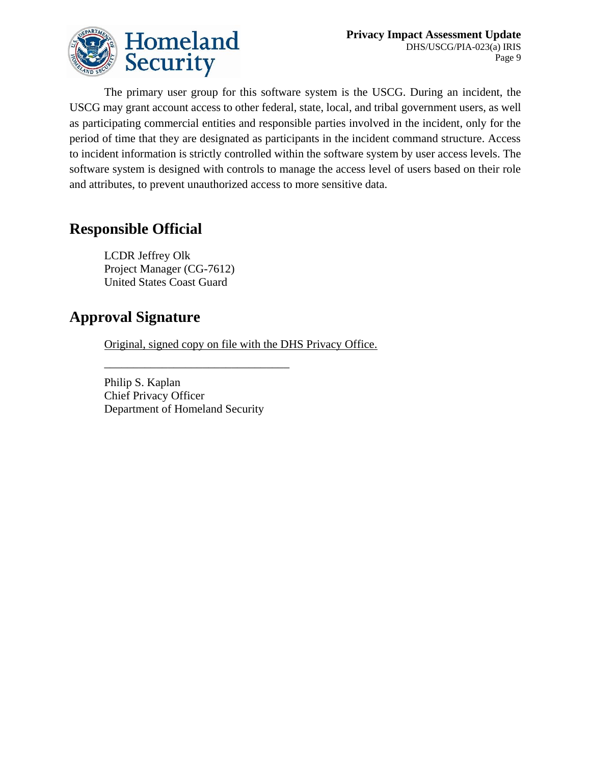The primary user group for this software system is the USCG. During an incident, the USCG may grant account access to other federal, state, local, and tribal government users, as well as participating commercial entities and responsible parties involved in the incident, only for the period of time that they are designated as participants in the incident command structure. Access to incident information is strictly controlled within the software system by user access levels. The software system is designed with controls to manage the access level of users based on their role and attributes, to prevent unauthorized access to more sensitive data.

## Responsible Official

LCDR Jeffrey Olk
Project Manager (CG-7612)
United States Coast Guard

## Approval Signature

Original, signed copy on file with the DHS Privacy Office.

________________________________

Philip S. Kaplan
Chief Privacy Officer
Department of Homeland Security